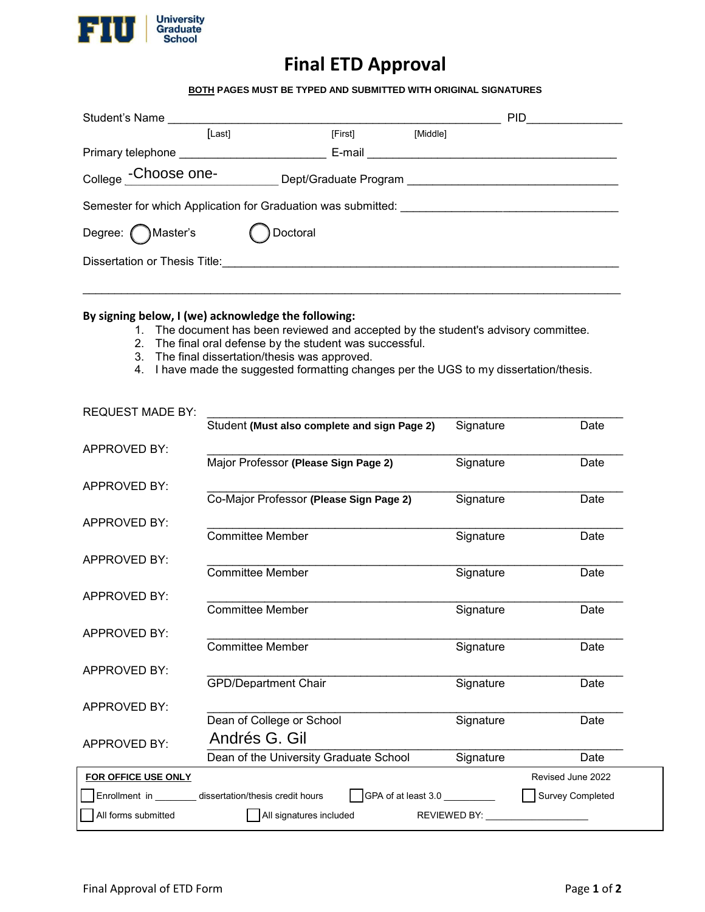FIU University Graduate School

# Final ETD Approval

**BOTH PAGES MUST BE TYPED AND SUBMITTED WITH ORIGINAL SIGNATURES**

Student's Name ______________________________________________ PID______________

[Last] [First] [Middle]

Primary telephone ______________________ E-mail ______________________________________

College -Choose one- Dept/Graduate Program ________________________________

Semester for which Application for Graduation was submitted: ________________________________

Degree: ◯ Master's ◯ Doctoral

Dissertation or Thesis Title:____________________________________________________________

________________________________________________________________________________

**By signing below, I (we) acknowledge the following:**

1. The document has been reviewed and accepted by the student's advisory committee.
2. The final oral defense by the student was successful.
3. The final dissertation/thesis was approved.
4. I have made the suggested formatting changes per the UGS to my dissertation/thesis.

| | | | |
|---|---|---|---|
| REQUEST MADE BY: | Student **(Must also complete and sign Page 2)** | Signature | Date |
| APPROVED BY: | Major Professor **(Please Sign Page 2)** | Signature | Date |
| APPROVED BY: | Co-Major Professor **(Please Sign Page 2)** | Signature | Date |
| APPROVED BY: | Committee Member | Signature | Date |
| APPROVED BY: | Committee Member | Signature | Date |
| APPROVED BY: | Committee Member | Signature | Date |
| APPROVED BY: | Committee Member | Signature | Date |
| APPROVED BY: | GPD/Department Chair | Signature | Date |
| APPROVED BY: | Dean of College or School | Signature | Date |
| APPROVED BY: | Andrés G. Gil<br>Dean of the University Graduate School | Signature | Date |

**FOR OFFICE USE ONLY** Revised June 2022

☐ Enrollment in ________ dissertation/thesis credit hours ☐ GPA of at least 3.0 __________ ☐ Survey Completed

☐ All forms submitted ☐ All signatures included REVIEWED BY: ____________________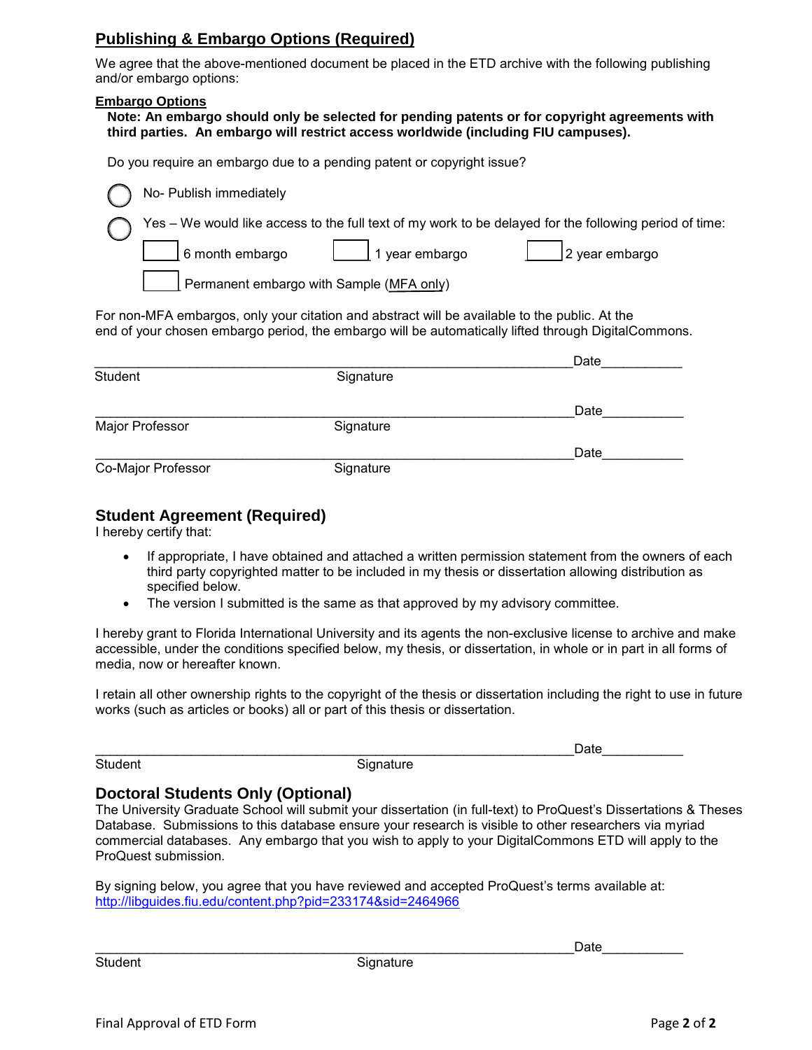## Publishing & Embargo Options (Required)

We agree that the above-mentioned document be placed in the ETD archive with the following publishing and/or embargo options:

**Embargo Options**

**Note: An embargo should only be selected for pending patents or for copyright agreements with third parties. An embargo will restrict access worldwide (including FIU campuses).**

Do you require an embargo due to a pending patent or copyright issue?

◯ No- Publish immediately

◯ Yes – We would like access to the full text of my work to be delayed for the following period of time:

☐ 6 month embargo ☐ 1 year embargo ☐ 2 year embargo

☐ Permanent embargo with Sample (MFA only)

For non-MFA embargos, only your citation and abstract will be available to the public. At the end of your chosen embargo period, the embargo will be automatically lifted through DigitalCommons.

_______________________________________________________________ Date___________

Student Signature

_______________________________________________________________ Date___________

Major Professor Signature

_______________________________________________________________ Date___________

Co-Major Professor Signature

## Student Agreement (Required)

I hereby certify that:

- If appropriate, I have obtained and attached a written permission statement from the owners of each third party copyrighted matter to be included in my thesis or dissertation allowing distribution as specified below.
- The version I submitted is the same as that approved by my advisory committee.

I hereby grant to Florida International University and its agents the non-exclusive license to archive and make accessible, under the conditions specified below, my thesis, or dissertation, in whole or in part in all forms of media, now or hereafter known.

I retain all other ownership rights to the copyright of the thesis or dissertation including the right to use in future works (such as articles or books) all or part of this thesis or dissertation.

_______________________________________________________________ Date___________

Student Signature

## Doctoral Students Only (Optional)

The University Graduate School will submit your dissertation (in full-text) to ProQuest's Dissertations & Theses Database. Submissions to this database ensure your research is visible to other researchers via myriad commercial databases. Any embargo that you wish to apply to your DigitalCommons ETD will apply to the ProQuest submission.

By signing below, you agree that you have reviewed and accepted ProQuest's terms available at: http://libguides.fiu.edu/content.php?pid=233174&sid=2464966

_______________________________________________________________ Date___________

Student Signature